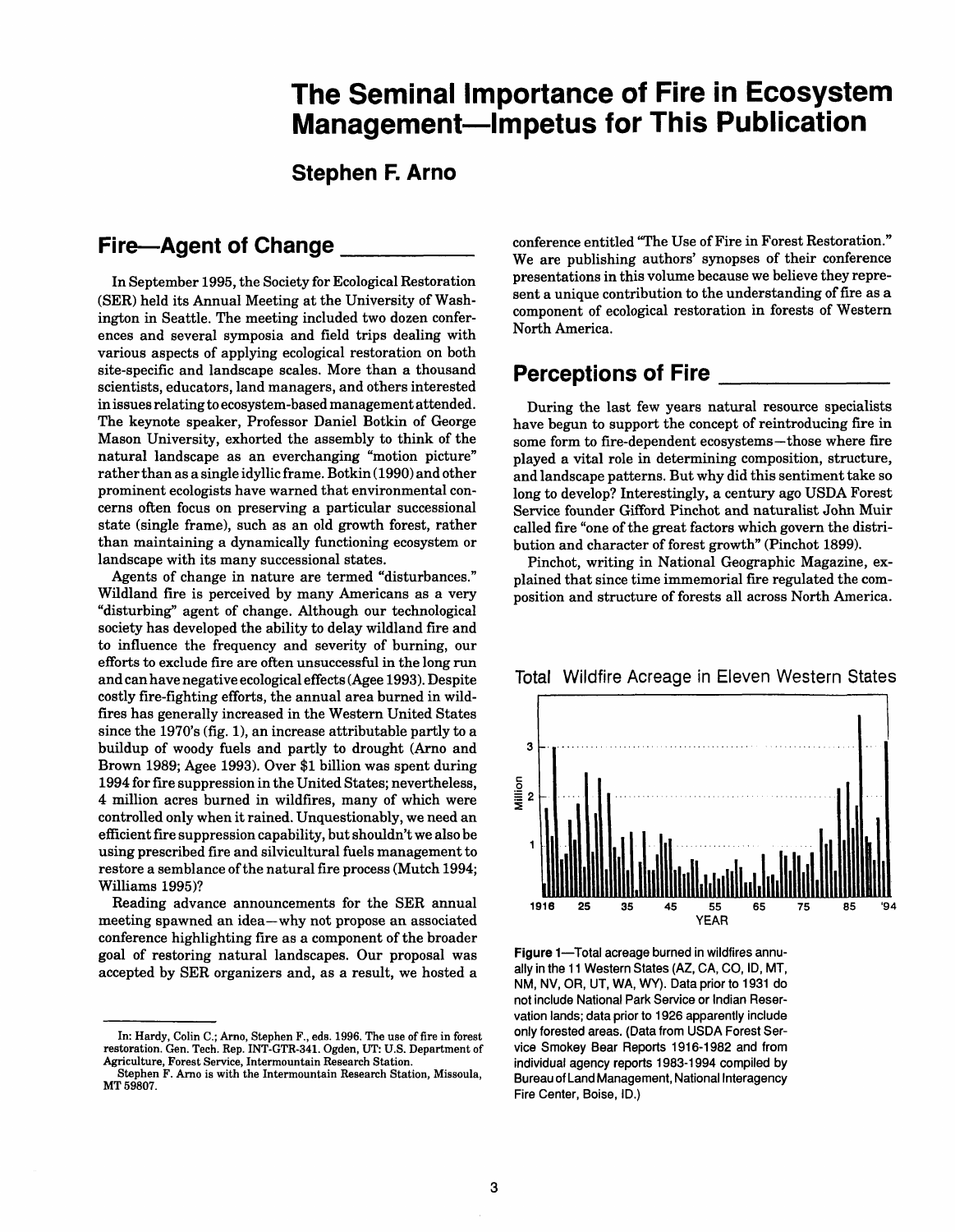# The Seminal Importance of Fire in Ecosystem Management—Impetus for This Publication

## Stephen F. Arno

## Fire—Agent of Change

In September 1995, the Society for Ecological Restoration (SER) held its Annual Meeting at the University of Washington in Seattle. The meeting included two dozen conferences and several symposia and field trips dealing with various aspects of applying ecological restoration on both site-specific and landscape scales. More than a thousand scientists, educators, land managers, and others interested in issues relating to ecosystem-based management attended. The keynote speaker, Professor Daniel Botkin of George Mason University, exhorted the assembly to think of the natural landscape as an everchanging "motion picture" rather than as a single idyllic frame. Botkin (1990) and other prominent ecologists have warned that environmental concerns often focus on preserving a particular successional state (single frame), such as an old growth forest, rather than maintaining a dynamically functioning ecosystem or landscape with its many successional states.

Agents of change in nature are termed "disturbances." Wildland fire is perceived by many Americans as a very "disturbing" agent of change. Although our technological society has developed the ability to delay wildland fire and to influence the frequency and severity of burning, our efforts to exclude fire are often unsuccessful in the long run and can have negative ecological effects (Agee 1993). Despite costly fire-fighting efforts, the annual area burned in wildfires has generally increased in the Western United States since the 1970's (fig. 1), an increase attributable partly to a buildup of woody fuels and partly to drought (Arno and Brown 1989; Agee 1993). Over $1 billion was spent during 1994 for fire suppression in the United States; nevertheless, 4 million acres burned in wildfires, many of which were controlled only when it rained. Unquestionably, we need an efficient fire suppression capability, but shouldn't we also be using prescribed fire and silvicultural fuels management to restore a semblance of the natural fire process (Mutch 1994; Williams 1995)?

Reading advance announcements for the SER annual meeting spawned an idea—why not propose an associated conference highlighting fire as a component of the broader goal of restoring natural landscapes. Our proposal was accepted by SER organizers and, as a result, we hosted a conference entitled "The Use of Fire in Forest Restoration." We are publishing authors' synopses of their conference presentations in this volume because we believe they represent a unique contribution to the understanding of fire as a component of ecological restoration in forests of Western North America.

## Perceptions of Fire

During the last few years natural resource specialists have begun to support the concept of reintroducing fire in some form to fire-dependent ecosystems—those where fire played a vital role in determining composition, structure, and landscape patterns. But why did this sentiment take so long to develop? Interestingly, a century ago USDA Forest Service founder Gifford Pinchot and naturalist John Muir called fire "one of the great factors which govern the distribution and character of forest growth" (Pinchot 1899).

Pinchot, writing in National Geographic Magazine, explained that since time immemorial fire regulated the composition and structure of forests all across North America.

Total Wildfire Acreage in Eleven Western States

**Figure 1**—Total acreage burned in wildfires annually in the 11 Western States (AZ, CA, CO, ID, MT, NM, NV, OR, UT, WA, WY). Data prior to 1931 do not include National Park Service or Indian Reservation lands; data prior to 1926 apparently include only forested areas. (Data from USDA Forest Service Smokey Bear Reports 1916-1982 and from individual agency reports 1983-1994 compiled by Bureau of Land Management, National Interagency Fire Center, Boise, ID.)

---

In: Hardy, Colin C.; Arno, Stephen F., eds. 1996. The use of fire in forest restoration. Gen. Tech. Rep. INT-GTR-341. Ogden, UT: U.S. Department of Agriculture, Forest Service, Intermountain Research Station.

Stephen F. Arno is with the Intermountain Research Station, Missoula, MT 59807.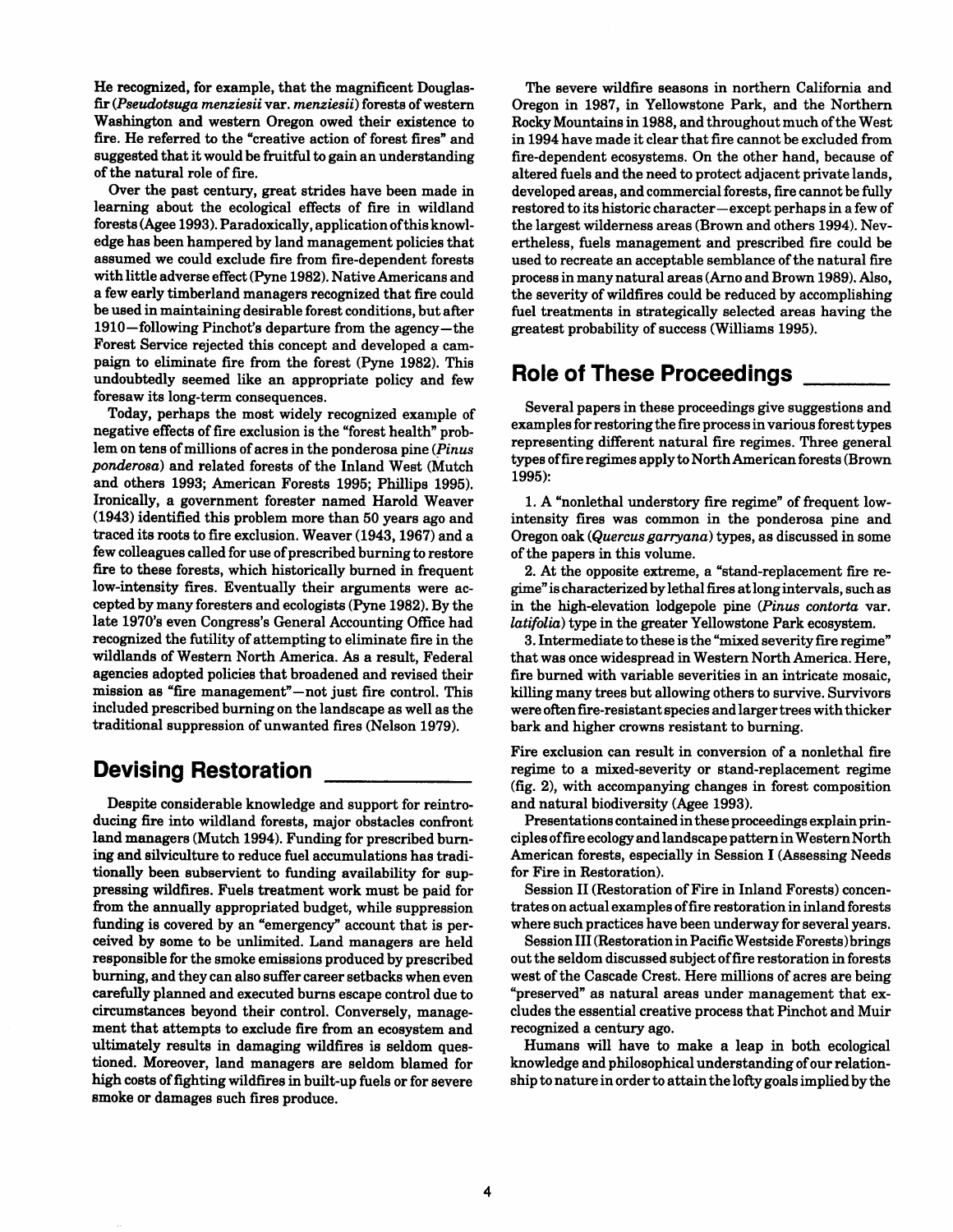He recognized, for example, that the magnificent Douglas-fir (*Pseudotsuga menziesii* var. *menziesii*) forests of western Washington and western Oregon owed their existence to fire. He referred to the "creative action of forest fires" and suggested that it would be fruitful to gain an understanding of the natural role of fire.

Over the past century, great strides have been made in learning about the ecological effects of fire in wildland forests (Agee 1993). Paradoxically, application of this knowledge has been hampered by land management policies that assumed we could exclude fire from fire-dependent forests with little adverse effect (Pyne 1982). Native Americans and a few early timberland managers recognized that fire could be used in maintaining desirable forest conditions, but after 1910—following Pinchot's departure from the agency—the Forest Service rejected this concept and developed a campaign to eliminate fire from the forest (Pyne 1982). This undoubtedly seemed like an appropriate policy and few foresaw its long-term consequences.

Today, perhaps the most widely recognized example of negative effects of fire exclusion is the "forest health" problem on tens of millions of acres in the ponderosa pine (*Pinus ponderosa*) and related forests of the Inland West (Mutch and others 1993; American Forests 1995; Phillips 1995). Ironically, a government forester named Harold Weaver (1943) identified this problem more than 50 years ago and traced its roots to fire exclusion. Weaver (1943, 1967) and a few colleagues called for use of prescribed burning to restore fire to these forests, which historically burned in frequent low-intensity fires. Eventually their arguments were accepted by many foresters and ecologists (Pyne 1982). By the late 1970's even Congress's General Accounting Office had recognized the futility of attempting to eliminate fire in the wildlands of Western North America. As a result, Federal agencies adopted policies that broadened and revised their mission as "fire management"—not just fire control. This included prescribed burning on the landscape as well as the traditional suppression of unwanted fires (Nelson 1979).

## Devising Restoration

Despite considerable knowledge and support for reintroducing fire into wildland forests, major obstacles confront land managers (Mutch 1994). Funding for prescribed burning and silviculture to reduce fuel accumulations has traditionally been subservient to funding availability for suppressing wildfires. Fuels treatment work must be paid for from the annually appropriated budget, while suppression funding is covered by an "emergency" account that is perceived by some to be unlimited. Land managers are held responsible for the smoke emissions produced by prescribed burning, and they can also suffer career setbacks when even carefully planned and executed burns escape control due to circumstances beyond their control. Conversely, management that attempts to exclude fire from an ecosystem and ultimately results in damaging wildfires is seldom questioned. Moreover, land managers are seldom blamed for high costs of fighting wildfires in built-up fuels or for severe smoke or damages such fires produce.

The severe wildfire seasons in northern California and Oregon in 1987, in Yellowstone Park, and the Northern Rocky Mountains in 1988, and throughout much of the West in 1994 have made it clear that fire cannot be excluded from fire-dependent ecosystems. On the other hand, because of altered fuels and the need to protect adjacent private lands, developed areas, and commercial forests, fire cannot be fully restored to its historic character—except perhaps in a few of the largest wilderness areas (Brown and others 1994). Nevertheless, fuels management and prescribed fire could be used to recreate an acceptable semblance of the natural fire process in many natural areas (Arno and Brown 1989). Also, the severity of wildfires could be reduced by accomplishing fuel treatments in strategically selected areas having the greatest probability of success (Williams 1995).

## Role of These Proceedings

Several papers in these proceedings give suggestions and examples for restoring the fire process in various forest types representing different natural fire regimes. Three general types of fire regimes apply to North American forests (Brown 1995):

1. A "nonlethal understory fire regime" of frequent low-intensity fires was common in the ponderosa pine and Oregon oak (*Quercus garryana*) types, as discussed in some of the papers in this volume.

2. At the opposite extreme, a "stand-replacement fire regime" is characterized by lethal fires at long intervals, such as in the high-elevation lodgepole pine (*Pinus contorta* var. *latifolia*) type in the greater Yellowstone Park ecosystem.

3. Intermediate to these is the "mixed severity fire regime" that was once widespread in Western North America. Here, fire burned with variable severities in an intricate mosaic, killing many trees but allowing others to survive. Survivors were often fire-resistant species and larger trees with thicker bark and higher crowns resistant to burning.

Fire exclusion can result in conversion of a nonlethal fire regime to a mixed-severity or stand-replacement regime (fig. 2), with accompanying changes in forest composition and natural biodiversity (Agee 1993).

Presentations contained in these proceedings explain principles of fire ecology and landscape pattern in Western North American forests, especially in Session I (Assessing Needs for Fire in Restoration).

Session II (Restoration of Fire in Inland Forests) concentrates on actual examples of fire restoration in inland forests where such practices have been underway for several years.

Session III (Restoration in Pacific Westside Forests) brings out the seldom discussed subject of fire restoration in forests west of the Cascade Crest. Here millions of acres are being "preserved" as natural areas under management that excludes the essential creative process that Pinchot and Muir recognized a century ago.

Humans will have to make a leap in both ecological knowledge and philosophical understanding of our relationship to nature in order to attain the lofty goals implied by the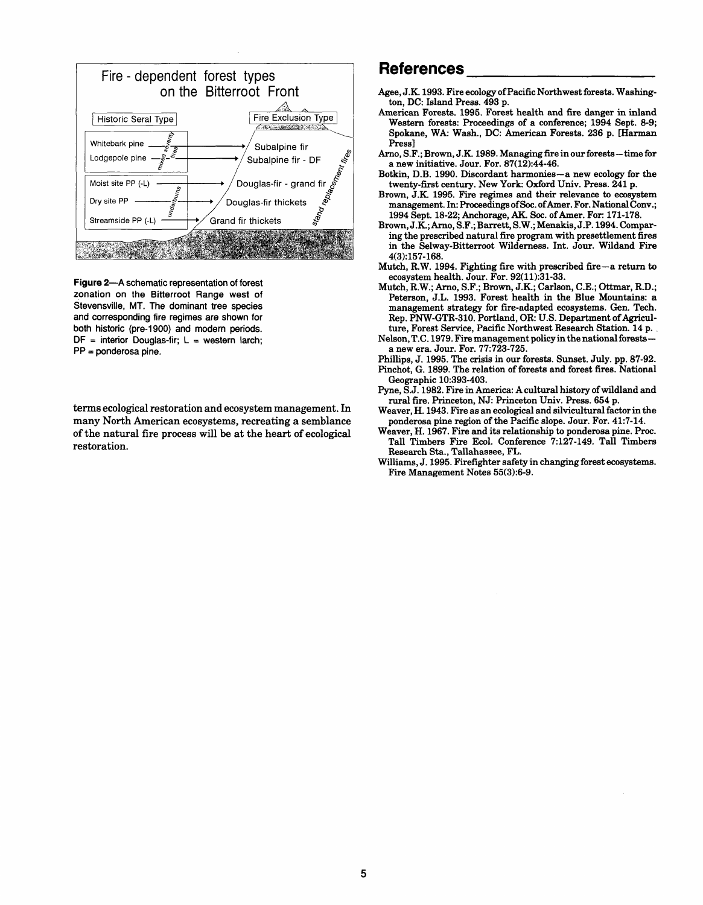Fire - dependent forest types
on the Bitterroot Front

Historic Seral Type

Fire Exclusion Type

Whitebark pine

Lodgepole pine

mixed severity fires

Subalpine fir

Subalpine fir - DF

Moist site PP (-L)

Dry site PP

Streamside PP (-L)

underburns

Douglas-fir - grand fir

Douglas-fir thickets

Grand fir thickets

stand replacement fires

**Figure 2**—A schematic representation of forest zonation on the Bitterroot Range west of Stevensville, MT. The dominant tree species and corresponding fire regimes are shown for both historic (pre-1900) and modern periods. DF = interior Douglas-fir; L = western larch; PP = ponderosa pine.

terms ecological restoration and ecosystem management. In many North American ecosystems, recreating a semblance of the natural fire process will be at the heart of ecological restoration.

## References

Agee, J.K. 1993. Fire ecology of Pacific Northwest forests. Washington, DC: Island Press. 493 p.

American Forests. 1995. Forest health and fire danger in inland Western forests: Proceedings of a conference; 1994 Sept. 8-9; Spokane, WA: Wash., DC: American Forests. 236 p. [Harman Press]

Arno, S.F.; Brown, J.K. 1989. Managing fire in our forests—time for a new initiative. Jour. For. 87(12):44-46.

Botkin, D.B. 1990. Discordant harmonies—a new ecology for the twenty-first century. New York: Oxford Univ. Press. 241 p.

Brown, J.K. 1995. Fire regimes and their relevance to ecosystem management. In: Proceedings of Soc. of Amer. For. National Conv.; 1994 Sept. 18-22; Anchorage, AK. Soc. of Amer. For: 171-178.

Brown, J.K.; Arno, S.F.; Barrett, S.W.; Menakis, J.P. 1994. Comparing the prescribed natural fire program with presettlement fires in the Selway-Bitterroot Wilderness. Int. Jour. Wildand Fire 4(3):157-168.

Mutch, R.W. 1994. Fighting fire with prescribed fire—a return to ecosystem health. Jour. For. 92(11):31-33.

Mutch, R.W.; Arno, S.F.; Brown, J.K.; Carlson, C.E.; Ottmar, R.D.; Peterson, J.L. 1993. Forest health in the Blue Mountains: a management strategy for fire-adapted ecosystems. Gen. Tech. Rep. PNW-GTR-310. Portland, OR: U.S. Department of Agriculture, Forest Service, Pacific Northwest Research Station. 14 p.

Nelson, T.C. 1979. Fire management policy in the national forests—a new era. Jour. For. 77:723-725.

Phillips, J. 1995. The crisis in our forests. Sunset. July. pp. 87-92.

Pinchot, G. 1899. The relation of forests and forest fires. National Geographic 10:393-403.

Pyne, S.J. 1982. Fire in America: A cultural history of wildland and rural fire. Princeton, NJ: Princeton Univ. Press. 654 p.

Weaver, H. 1943. Fire as an ecological and silvicultural factor in the ponderosa pine region of the Pacific slope. Jour. For. 41:7-14.

Weaver, H. 1967. Fire and its relationship to ponderosa pine. Proc. Tall Timbers Fire Ecol. Conference 7:127-149. Tall Timbers Research Sta., Tallahassee, FL.

Williams, J. 1995. Firefighter safety in changing forest ecosystems. Fire Management Notes 55(3):6-9.